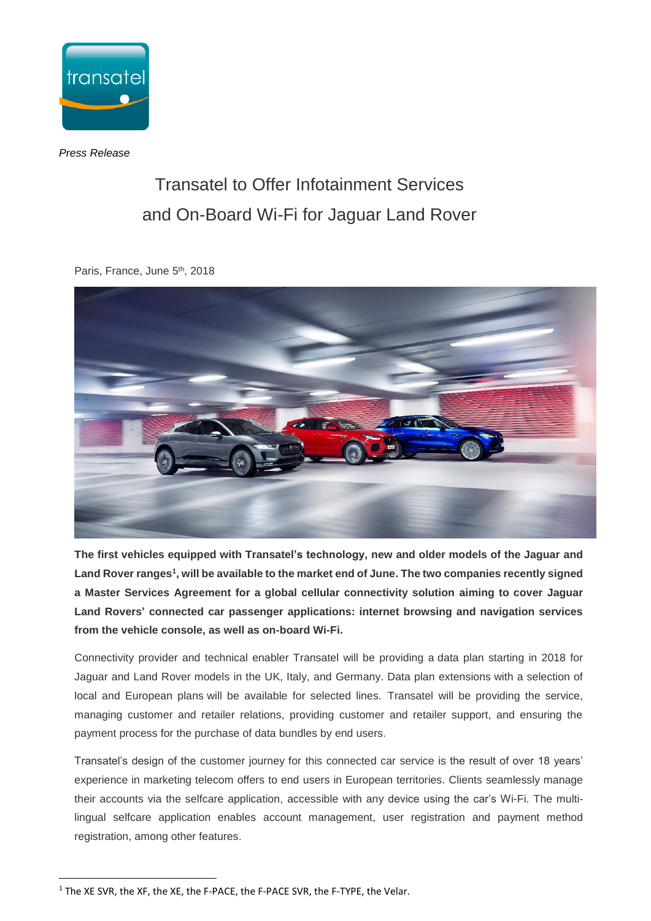*Press Release*

# Transatel to Offer Infotainment Services and On-Board Wi-Fi for Jaguar Land Rover

Paris, France, June 5th, 2018

**The first vehicles equipped with Transatel's technology, new and older models of the Jaguar and Land Rover ranges[1], will be available to the market end of June. The two companies recently signed a Master Services Agreement for a global cellular connectivity solution aiming to cover Jaguar Land Rovers' connected car passenger applications: internet browsing and navigation services from the vehicle console, as well as on-board Wi-Fi.**

Connectivity provider and technical enabler Transatel will be providing a data plan starting in 2018 for Jaguar and Land Rover models in the UK, Italy, and Germany. Data plan extensions with a selection of local and European plans will be available for selected lines. Transatel will be providing the service, managing customer and retailer relations, providing customer and retailer support, and ensuring the payment process for the purchase of data bundles by end users.

Transatel's design of the customer journey for this connected car service is the result of over 18 years' experience in marketing telecom offers to end users in European territories. Clients seamlessly manage their accounts via the selfcare application, accessible with any device using the car's Wi-Fi. The multi-lingual selfcare application enables account management, user registration and payment method registration, among other features.

[1] The XE SVR, the XF, the XE, the F-PACE, the F-PACE SVR, the F-TYPE, the Velar.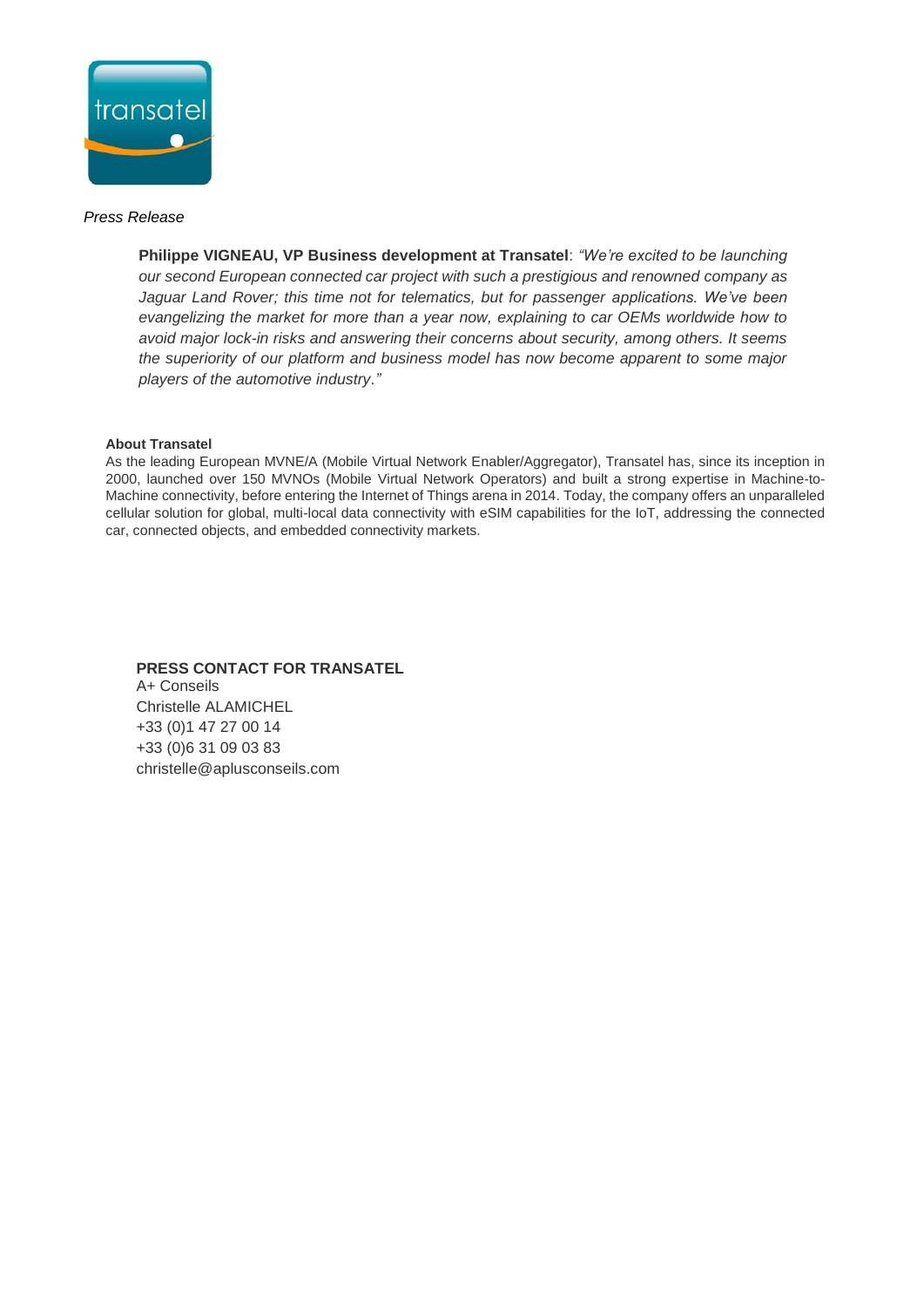*Press Release*

**Philippe VIGNEAU, VP Business development at Transatel**: *"We're excited to be launching our second European connected car project with such a prestigious and renowned company as Jaguar Land Rover; this time not for telematics, but for passenger applications. We've been evangelizing the market for more than a year now, explaining to car OEMs worldwide how to avoid major lock-in risks and answering their concerns about security, among others. It seems the superiority of our platform and business model has now become apparent to some major players of the automotive industry."*

**About Transatel**

As the leading European MVNE/A (Mobile Virtual Network Enabler/Aggregator), Transatel has, since its inception in 2000, launched over 150 MVNOs (Mobile Virtual Network Operators) and built a strong expertise in Machine-to-Machine connectivity, before entering the Internet of Things arena in 2014. Today, the company offers an unparalleled cellular solution for global, multi-local data connectivity with eSIM capabilities for the IoT, addressing the connected car, connected objects, and embedded connectivity markets.

**PRESS CONTACT FOR TRANSATEL**

A+ Conseils
Christelle ALAMICHEL
+33 (0)1 47 27 00 14
+33 (0)6 31 09 03 83
christelle@aplusconseils.com